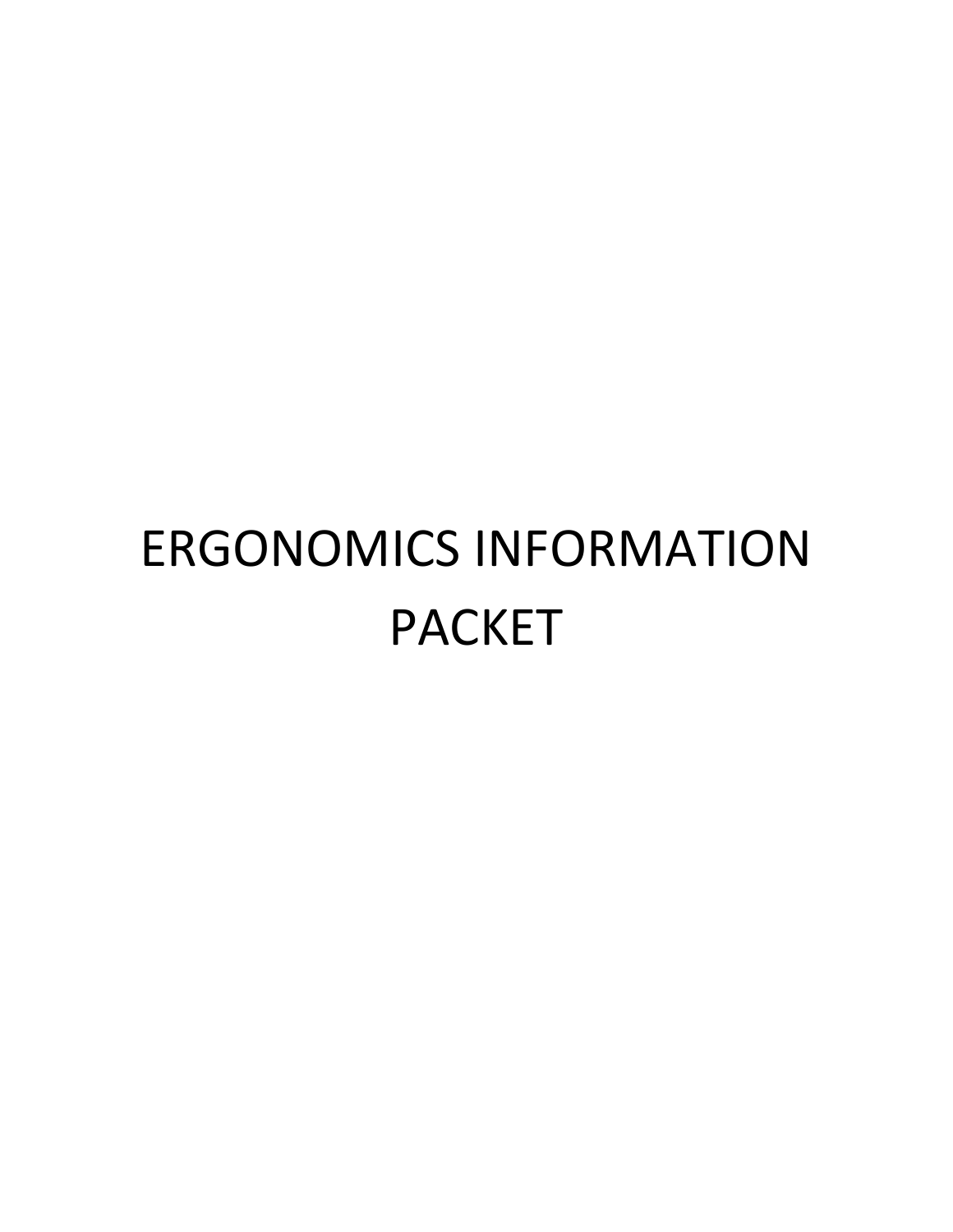# ERGONOMICS INFORMATION PACKET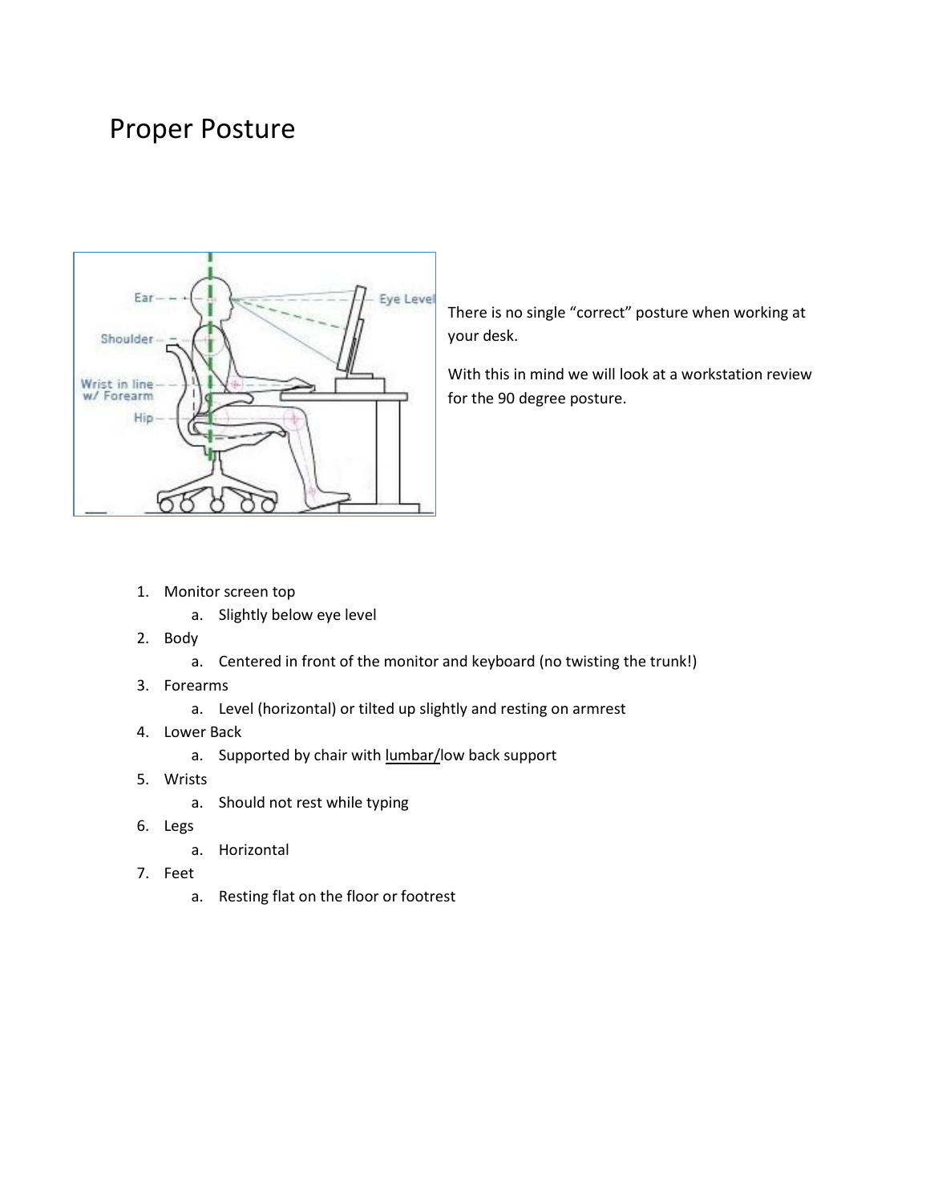# Proper Posture

There is no single "correct" posture when working at your desk.

With this in mind we will look at a workstation review for the 90 degree posture.

1. Monitor screen top
    a. Slightly below eye level
2. Body
    a. Centered in front of the monitor and keyboard (no twisting the trunk!)
3. Forearms
    a. Level (horizontal) or tilted up slightly and resting on armrest
4. Lower Back
    a. Supported by chair with lumbar/low back support
5. Wrists
    a. Should not rest while typing
6. Legs
    a. Horizontal
7. Feet
    a. Resting flat on the floor or footrest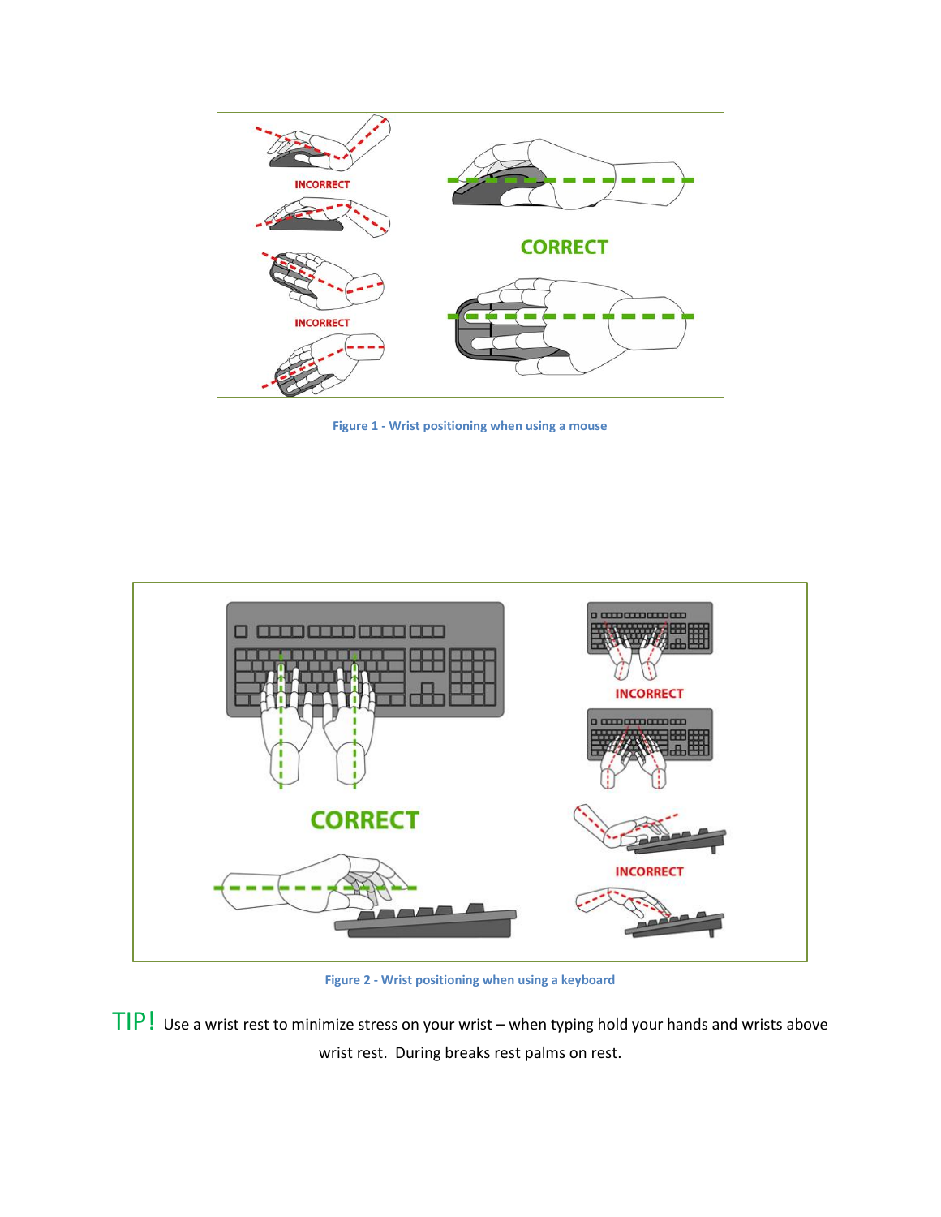Figure 1 - Wrist positioning when using a mouse

Figure 2 - Wrist positioning when using a keyboard

TIP! Use a wrist rest to minimize stress on your wrist – when typing hold your hands and wrists above wrist rest. During breaks rest palms on rest.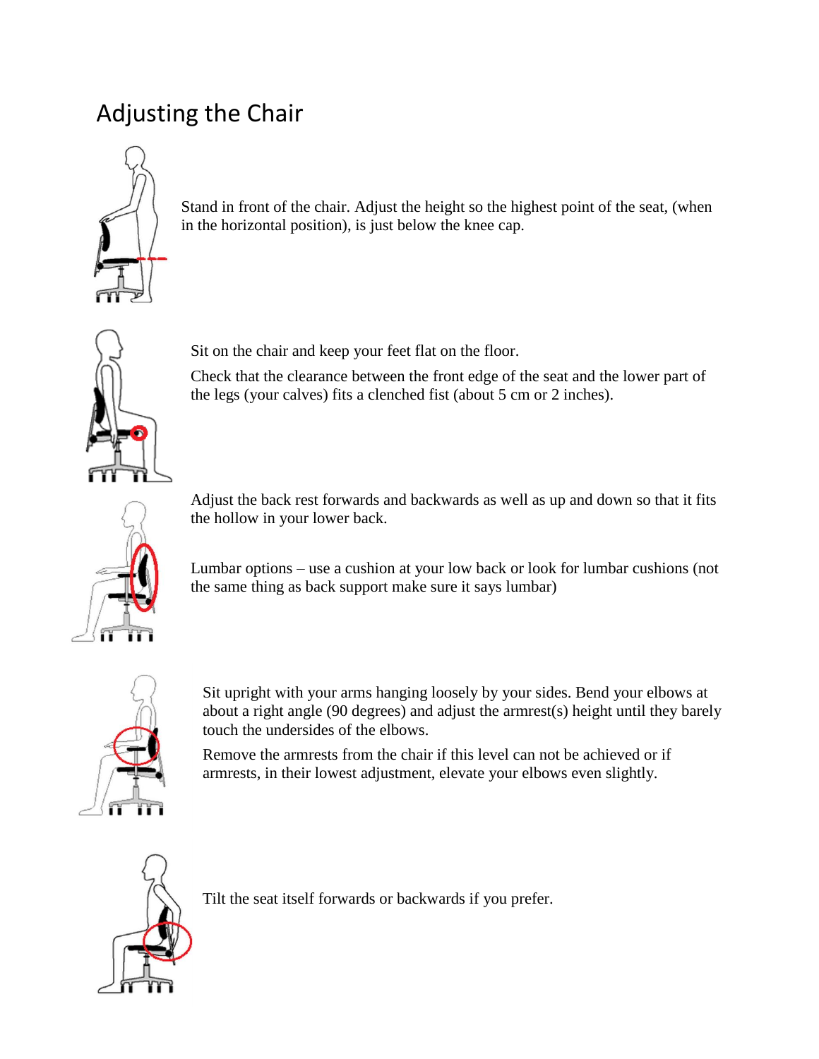# Adjusting the Chair

Stand in front of the chair. Adjust the height so the highest point of the seat, (when in the horizontal position), is just below the knee cap.

Sit on the chair and keep your feet flat on the floor.

Check that the clearance between the front edge of the seat and the lower part of the legs (your calves) fits a clenched fist (about 5 cm or 2 inches).

Adjust the back rest forwards and backwards as well as up and down so that it fits the hollow in your lower back.

Lumbar options – use a cushion at your low back or look for lumbar cushions (not the same thing as back support make sure it says lumbar)

Sit upright with your arms hanging loosely by your sides. Bend your elbows at about a right angle (90 degrees) and adjust the armrest(s) height until they barely touch the undersides of the elbows.

Remove the armrests from the chair if this level can not be achieved or if armrests, in their lowest adjustment, elevate your elbows even slightly.

Tilt the seat itself forwards or backwards if you prefer.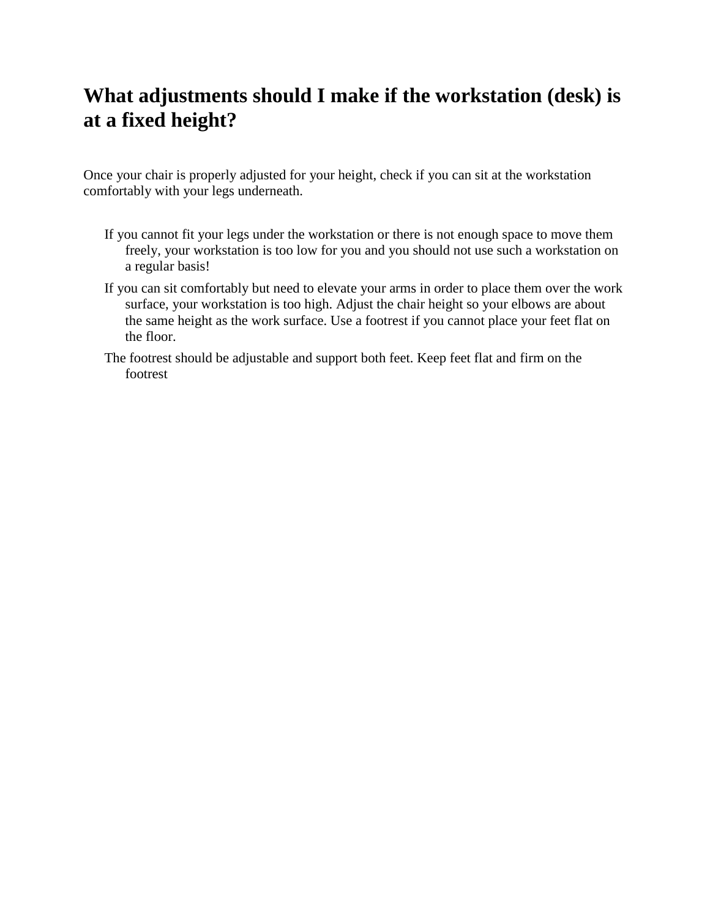## What adjustments should I make if the workstation (desk) is at a fixed height?

Once your chair is properly adjusted for your height, check if you can sit at the workstation comfortably with your legs underneath.

- If you cannot fit your legs under the workstation or there is not enough space to move them freely, your workstation is too low for you and you should not use such a workstation on a regular basis!
- If you can sit comfortably but need to elevate your arms in order to place them over the work surface, your workstation is too high. Adjust the chair height so your elbows are about the same height as the work surface. Use a footrest if you cannot place your feet flat on the floor.
- The footrest should be adjustable and support both feet. Keep feet flat and firm on the footrest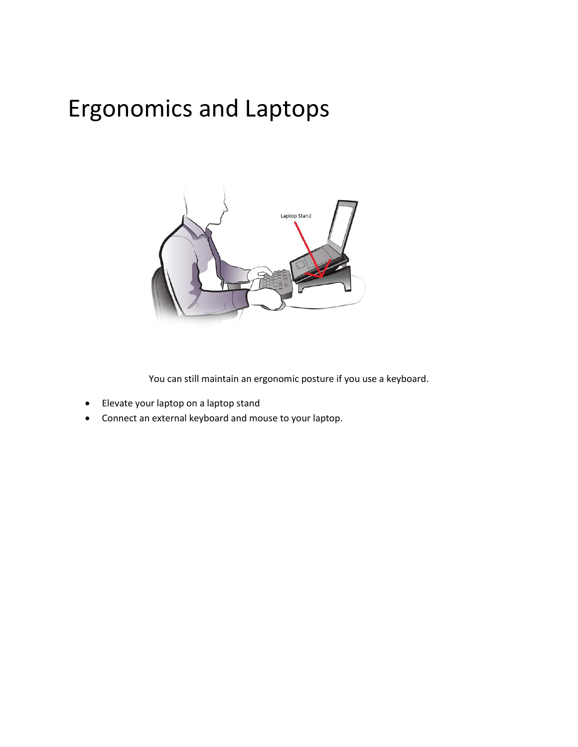# Ergonomics and Laptops

You can still maintain an ergonomic posture if you use a keyboard.

- Elevate your laptop on a laptop stand
- Connect an external keyboard and mouse to your laptop.